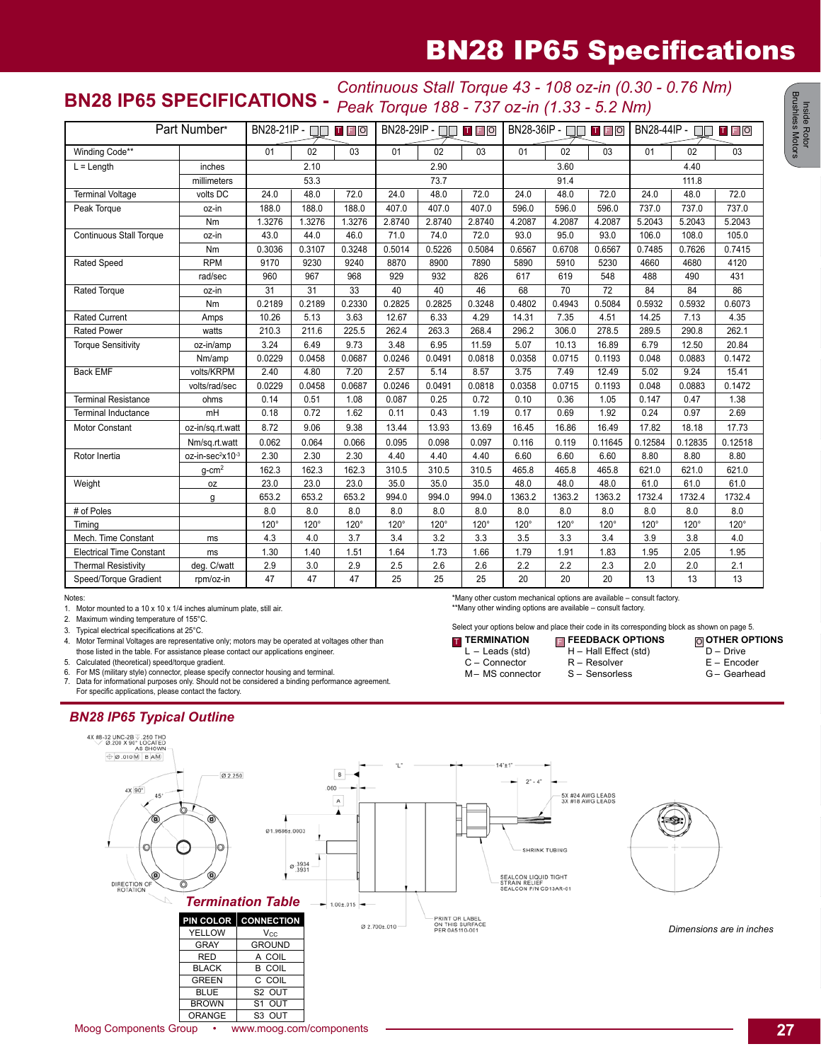# BN28 IP65 Specifications

## BN28 IP65 SPECIFICATIONS - *Continuous Stall Torque 43 - 108 oz-in (0.30 - 0.76 Nm)* *Peak Torque 188 - 737 oz-in (1.33 - 5.2 Nm)*

| Part Number* | | BN28-21IP - □□ T F O | | | BN28-29IP - □□ T F O | | | BN28-36IP - □□ T F O | | | BN28-44IP - □□ T F O | | |
|---|---|---|---|---|---|---|---|---|---|---|---|---|---|
| Winding Code** | | 01 | 02 | 03 | 01 | 02 | 03 | 01 | 02 | 03 | 01 | 02 | 03 |
| L = Length | inches | | 2.10 | | | 2.90 | | | 3.60 | | | 4.40 | |
| | millimeters | | 53.3 | | | 73.7 | | | 91.4 | | | 111.8 | |
| Terminal Voltage | volts DC | 24.0 | 48.0 | 72.0 | 24.0 | 48.0 | 72.0 | 24.0 | 48.0 | 72.0 | 24.0 | 48.0 | 72.0 |
| Peak Torque | oz-in | 188.0 | 188.0 | 188.0 | 407.0 | 407.0 | 407.0 | 596.0 | 596.0 | 596.0 | 737.0 | 737.0 | 737.0 |
| | Nm | 1.3276 | 1.3276 | 1.3276 | 2.8740 | 2.8740 | 2.8740 | 4.2087 | 4.2087 | 4.2087 | 5.2043 | 5.2043 | 5.2043 |
| Continuous Stall Torque | oz-in | 43.0 | 44.0 | 46.0 | 71.0 | 74.0 | 72.0 | 93.0 | 95.0 | 93.0 | 106.0 | 108.0 | 105.0 |
| | Nm | 0.3036 | 0.3107 | 0.3248 | 0.5014 | 0.5226 | 0.5084 | 0.6567 | 0.6708 | 0.6567 | 0.7485 | 0.7626 | 0.7415 |
| Rated Speed | RPM | 9170 | 9230 | 9240 | 8870 | 8900 | 7890 | 5890 | 5910 | 5230 | 4660 | 4680 | 4120 |
| | rad/sec | 960 | 967 | 968 | 929 | 932 | 826 | 617 | 619 | 548 | 488 | 490 | 431 |
| Rated Torque | oz-in | 31 | 31 | 33 | 40 | 40 | 46 | 68 | 70 | 72 | 84 | 84 | 86 |
| | Nm | 0.2189 | 0.2189 | 0.2330 | 0.2825 | 0.2825 | 0.3248 | 0.4802 | 0.4943 | 0.5084 | 0.5932 | 0.5932 | 0.6073 |
| Rated Current | Amps | 10.26 | 5.13 | 3.63 | 12.67 | 6.33 | 4.29 | 14.31 | 7.35 | 4.51 | 14.25 | 7.13 | 4.35 |
| Rated Power | watts | 210.3 | 211.6 | 225.5 | 262.4 | 263.3 | 268.4 | 296.2 | 306.0 | 278.5 | 289.5 | 290.8 | 262.1 |
| Torque Sensitivity | oz-in/amp | 3.24 | 6.49 | 9.73 | 3.48 | 6.95 | 11.59 | 5.07 | 10.13 | 16.89 | 6.79 | 12.50 | 20.84 |
| | Nm/amp | 0.0229 | 0.0458 | 0.0687 | 0.0246 | 0.0491 | 0.0818 | 0.0358 | 0.0715 | 0.1193 | 0.048 | 0.0883 | 0.1472 |
| Back EMF | volts/KRPM | 2.40 | 4.80 | 7.20 | 2.57 | 5.14 | 8.57 | 3.75 | 7.49 | 12.49 | 5.02 | 9.24 | 15.41 |
| | volts/rad/sec | 0.0229 | 0.0458 | 0.0687 | 0.0246 | 0.0491 | 0.0818 | 0.0358 | 0.0715 | 0.1193 | 0.048 | 0.0883 | 0.1472 |
| Terminal Resistance | ohms | 0.14 | 0.51 | 1.08 | 0.087 | 0.25 | 0.72 | 0.10 | 0.36 | 1.05 | 0.147 | 0.47 | 1.38 |
| Terminal Inductance | mH | 0.18 | 0.72 | 1.62 | 0.11 | 0.43 | 1.19 | 0.17 | 0.69 | 1.92 | 0.24 | 0.97 | 2.69 |
| Motor Constant | oz-in/sq.rt.watt | 8.72 | 9.06 | 9.38 | 13.44 | 13.93 | 13.69 | 16.45 | 16.86 | 16.49 | 17.82 | 18.18 | 17.73 |
| | Nm/sq.rt.watt | 0.062 | 0.064 | 0.066 | 0.095 | 0.098 | 0.097 | 0.116 | 0.119 | 0.11645 | 0.12584 | 0.12835 | 0.12518 |
| Rotor Inertia | oz-in-sec$^2$x10$^{-3}$ | 2.30 | 2.30 | 2.30 | 4.40 | 4.40 | 4.40 | 6.60 | 6.60 | 6.60 | 8.80 | 8.80 | 8.80 |
| | g-cm$^2$ | 162.3 | 162.3 | 162.3 | 310.5 | 310.5 | 310.5 | 465.8 | 465.8 | 465.8 | 621.0 | 621.0 | 621.0 |
| Weight | oz | 23.0 | 23.0 | 23.0 | 35.0 | 35.0 | 35.0 | 48.0 | 48.0 | 48.0 | 61.0 | 61.0 | 61.0 |
| | g | 653.2 | 653.2 | 653.2 | 994.0 | 994.0 | 994.0 | 1363.2 | 1363.2 | 1363.2 | 1732.4 | 1732.4 | 1732.4 |
| # of Poles | | 8.0 | 8.0 | 8.0 | 8.0 | 8.0 | 8.0 | 8.0 | 8.0 | 8.0 | 8.0 | 8.0 | 8.0 |
| Timing | | 120° | 120° | 120° | 120° | 120° | 120° | 120° | 120° | 120° | 120° | 120° | 120° |
| Mech. Time Constant | ms | 4.3 | 4.0 | 3.7 | 3.4 | 3.2 | 3.3 | 3.5 | 3.3 | 3.4 | 3.9 | 3.8 | 4.0 |
| Electrical Time Constant | ms | 1.30 | 1.40 | 1.51 | 1.64 | 1.73 | 1.66 | 1.79 | 1.91 | 1.83 | 1.95 | 2.05 | 1.95 |
| Thermal Resistivity | deg. C/watt | 2.9 | 3.0 | 2.9 | 2.5 | 2.6 | 2.6 | 2.2 | 2.2 | 2.3 | 2.0 | 2.0 | 2.1 |
| Speed/Torque Gradient | rpm/oz-in | 47 | 47 | 47 | 25 | 25 | 25 | 20 | 20 | 20 | 13 | 13 | 13 |

Notes:
1. Motor mounted to a 10 x 10 x 1/4 inches aluminum plate, still air.
2. Maximum winding temperature of 155°C.
3. Typical electrical specifications at 25°C.
4. Motor Terminal Voltages are representative only; motors may be operated at voltages other than those listed in the table. For assistance please contact our applications engineer.
5. Calculated (theoretical) speed/torque gradient.
6. For MS (military style) connector, please specify connector housing and terminal.
7. Data for informational purposes only. Should not be considered a binding performance agreement. For specific applications, please contact the factory.

*Many other custom mechanical options are available – consult factory.
**Many other winding options are available – consult factory.

Select your options below and place their code in its corresponding block as shown on page 5.

**T TERMINATION**
- L – Leads (std)
- C – Connector
- M – MS connector

**F FEEDBACK OPTIONS**
- H – Hall Effect (std)
- R – Resolver
- S – Sensorless

**O OTHER OPTIONS**
- D – Drive
- E – Encoder
- G – Gearhead

## BN28 IP65 Typical Outline

4X #8-32 UNC-2B ▽ .250 THD Ø.200 X 90° LOCATED AS SHOWN; Ø .010 M B A M; Ø 2.250; 4X 90°; 45°; Ø1.9686±.0003; Ø .3934/.3931; .060; B; A; "L"; 14"±1"; 2" - 4"; 5X #24 AWG LEADS 3X #18 AWG LEADS; SHRINK TUBING; SEALCON LIQUID TIGHT STRAIN RELIEF SEALCON P/N CD13AR-01; DIRECTION OF ROTATION; 1.00±.015; Ø 2.700±.010; PRINT OR LABEL ON THIS SURFACE PER 0A5110-001

### Termination Table

| PIN COLOR | CONNECTION |
|---|---|
| YELLOW | $V_{CC}$ |
| GRAY | GROUND |
| RED | A COIL |
| BLACK | B COIL |
| GREEN | C COIL |
| BLUE | S2 OUT |
| BROWN | S1 OUT |
| ORANGE | S3 OUT |

*Dimensions are in inches*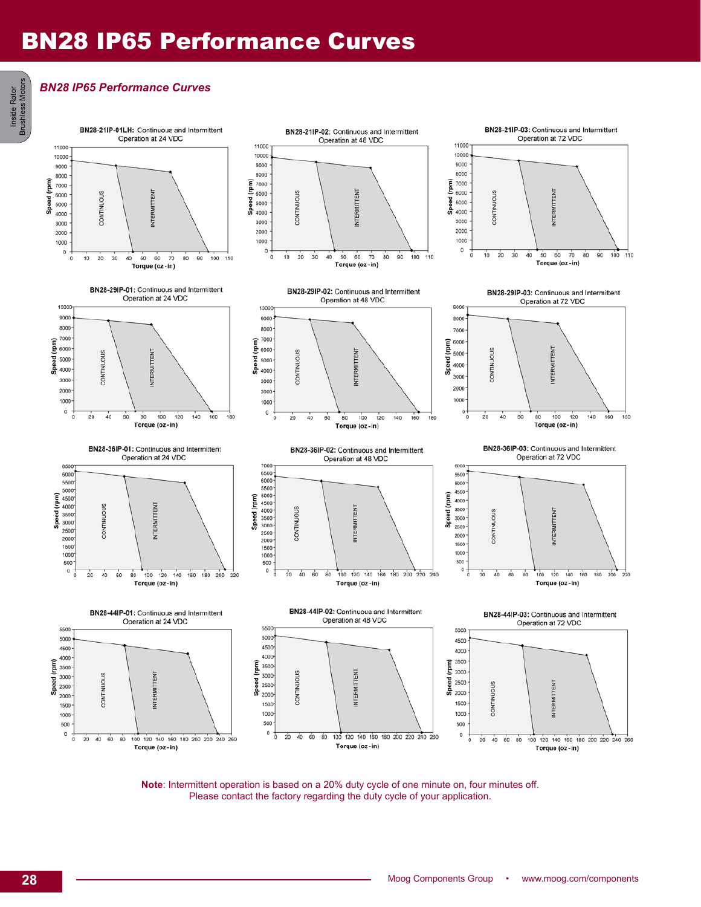# BN28 IP65 Performance Curves

*BN28 IP65 Performance Curves*

**BN28-21IP-01LH**: Continuous and Intermittent Operation at 24 VDC

Speed (rpm)
Torque (oz-in)
CONTINUOUS
INTERMITTENT

**BN28-21IP-02**: Continuous and Intermittent Operation at 48 VDC

Speed (rpm)
Torque (oz-in)
CONTINUOUS
INTERMITTENT

**BN28-21IP-03**: Continuous and Intermittent Operation at 72 VDC

Speed (rpm)
Torque (oz-in)
CONTINUOUS
INTERMITTENT

**BN28-29IP-01**: Continuous and Intermittent Operation at 24 VDC

Speed (rpm)
Torque (oz-in)
CONTINUOUS
INTERMITTENT

**BN28-29IP-02**: Continuous and Intermittent Operation at 48 VDC

Speed (rpm)
Torque (oz-in)
CONTINUOUS
INTERMITTENT

**BN28-29IP-03**: Continuous and Intermittent Operation at 72 VDC

Speed (rpm)
Torque (oz-in)
CONTINUOUS
INTERMITTENT

**BN28-36IP-01**: Continuous and Intermittent Operation at 24 VDC

Speed (rpm)
Torque (oz-in)
CONTINUOUS
INTERMITTENT

**BN28-36IP-02**: Continuous and Intermittent Operation at 48 VDC

Speed (rpm)
Torque (oz-in)
CONTINUOUS
INTERMITTENT

**BN28-36IP-03**: Continuous and Intermittent Operation at 72 VDC

Speed (rpm)
Torque (oz-in)
CONTINUOUS
INTERMITTENT

**BN28-44IP-01**: Continuous and Intermittent Operation at 24 VDC

Speed (rpm)
Torque (oz-in)
CONTINUOUS
INTERMITTENT

**BN28-44IP-02**: Continuous and Intermittent Operation at 48 VDC

Speed (rpm)
Torque (oz-in)
CONTINUOUS
INTERMITTENT

**BN28-44IP-03**: Continuous and Intermittent Operation at 72 VDC

Speed (rpm)
Torque (oz-in)
CONTINUOUS
INTERMITTENT

**Note**: Intermittent operation is based on a 20% duty cycle of one minute on, four minutes off. Please contact the factory regarding the duty cycle of your application.